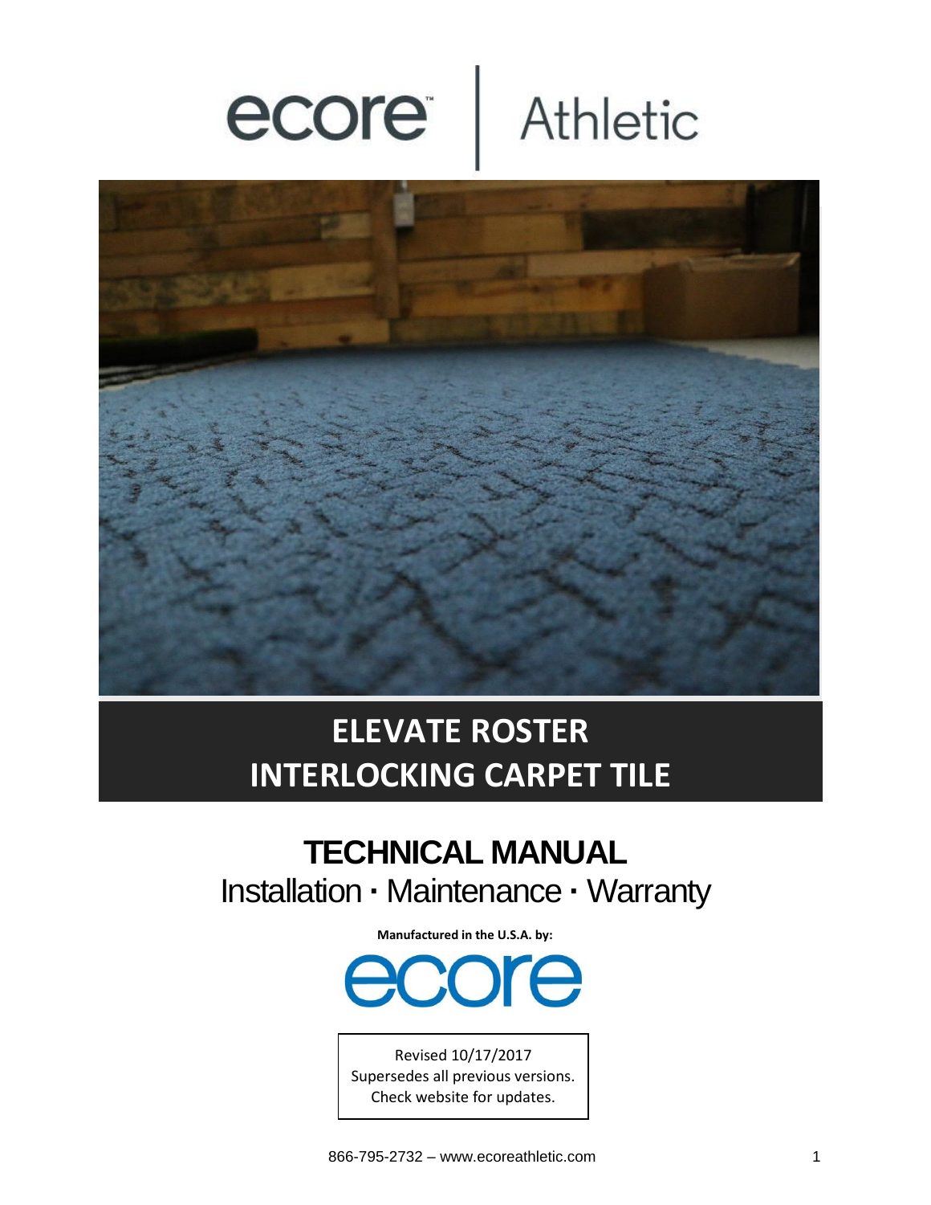ecore | Athletic

# ELEVATE ROSTER INTERLOCKING CARPET TILE

## TECHNICAL MANUAL

Installation · Maintenance · Warranty

**Manufactured in the U.S.A. by:**

ecore

Revised 10/17/2017
Supersedes all previous versions.
Check website for updates.

866-795-2732 – www.ecoreathletic.com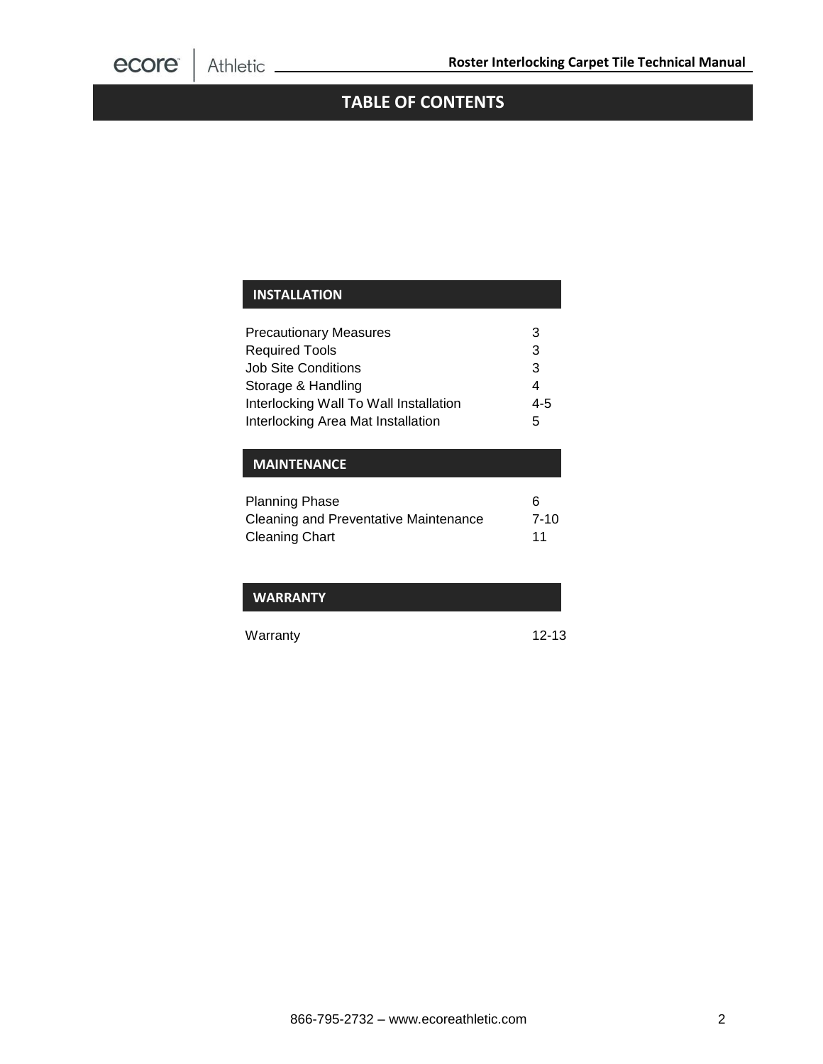# TABLE OF CONTENTS

## INSTALLATION

| | |
|---|---|
| Precautionary Measures | 3 |
| Required Tools | 3 |
| Job Site Conditions | 3 |
| Storage & Handling | 4 |
| Interlocking Wall To Wall Installation | 4-5 |
| Interlocking Area Mat Installation | 5 |

## MAINTENANCE

| | |
|---|---|
| Planning Phase | 6 |
| Cleaning and Preventative Maintenance | 7-10 |
| Cleaning Chart | 11 |

## WARRANTY

| | |
|---|---|
| Warranty | 12-13 |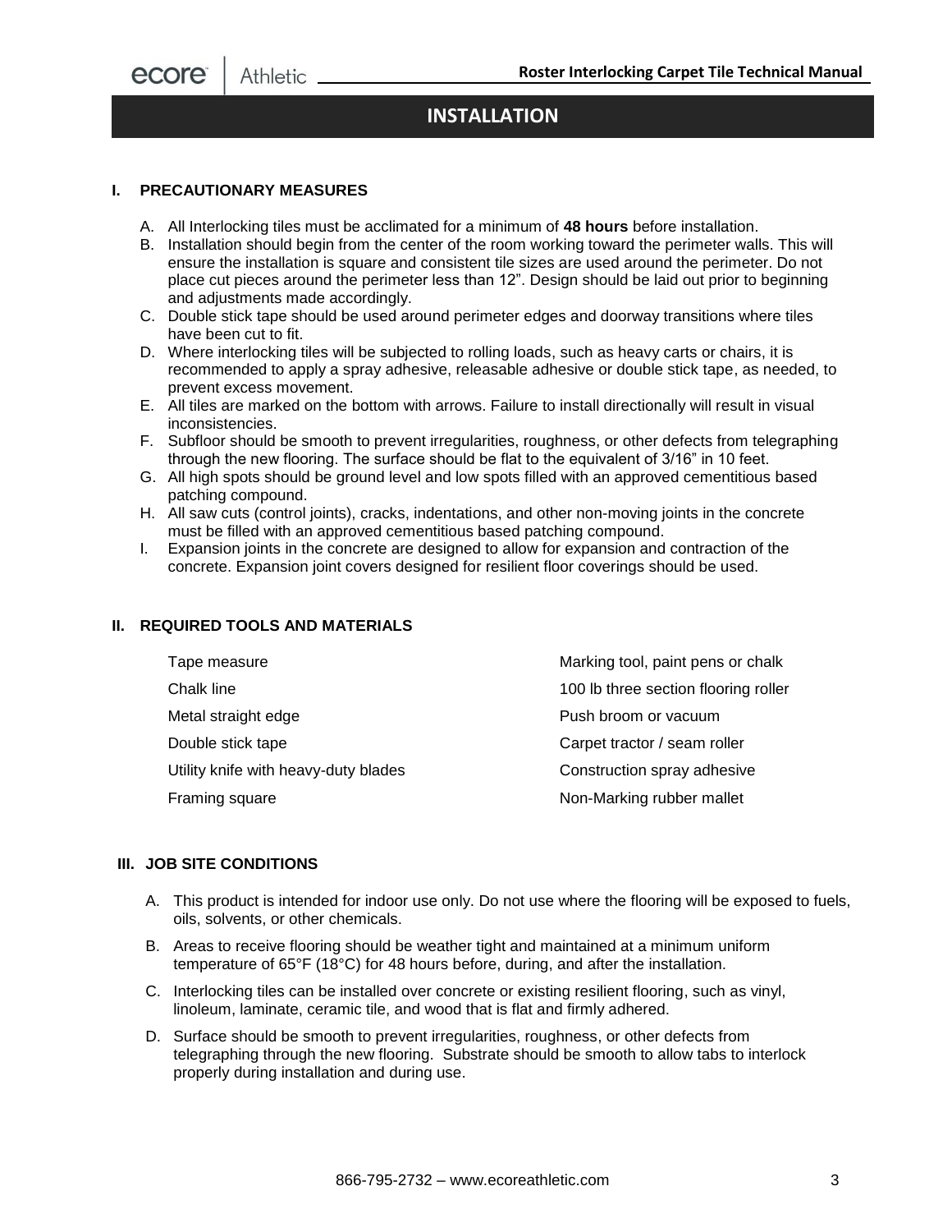# INSTALLATION

## I. PRECAUTIONARY MEASURES

A. All Interlocking tiles must be acclimated for a minimum of **48 hours** before installation.

B. Installation should begin from the center of the room working toward the perimeter walls. This will ensure the installation is square and consistent tile sizes are used around the perimeter. Do not place cut pieces around the perimeter less than 12”. Design should be laid out prior to beginning and adjustments made accordingly.

C. Double stick tape should be used around perimeter edges and doorway transitions where tiles have been cut to fit.

D. Where interlocking tiles will be subjected to rolling loads, such as heavy carts or chairs, it is recommended to apply a spray adhesive, releasable adhesive or double stick tape, as needed, to prevent excess movement.

E. All tiles are marked on the bottom with arrows. Failure to install directionally will result in visual inconsistencies.

F. Subfloor should be smooth to prevent irregularities, roughness, or other defects from telegraphing through the new flooring. The surface should be flat to the equivalent of 3/16” in 10 feet.

G. All high spots should be ground level and low spots filled with an approved cementitious based patching compound.

H. All saw cuts (control joints), cracks, indentations, and other non-moving joints in the concrete must be filled with an approved cementitious based patching compound.

I. Expansion joints in the concrete are designed to allow for expansion and contraction of the concrete. Expansion joint covers designed for resilient floor coverings should be used.

## II. REQUIRED TOOLS AND MATERIALS

| | |
|---|---|
| Tape measure | Marking tool, paint pens or chalk |
| Chalk line | 100 lb three section flooring roller |
| Metal straight edge | Push broom or vacuum |
| Double stick tape | Carpet tractor / seam roller |
| Utility knife with heavy-duty blades | Construction spray adhesive |
| Framing square | Non-Marking rubber mallet |

## III. JOB SITE CONDITIONS

A. This product is intended for indoor use only. Do not use where the flooring will be exposed to fuels, oils, solvents, or other chemicals.

B. Areas to receive flooring should be weather tight and maintained at a minimum uniform temperature of 65°F (18°C) for 48 hours before, during, and after the installation.

C. Interlocking tiles can be installed over concrete or existing resilient flooring, such as vinyl, linoleum, laminate, ceramic tile, and wood that is flat and firmly adhered.

D. Surface should be smooth to prevent irregularities, roughness, or other defects from telegraphing through the new flooring. Substrate should be smooth to allow tabs to interlock properly during installation and during use.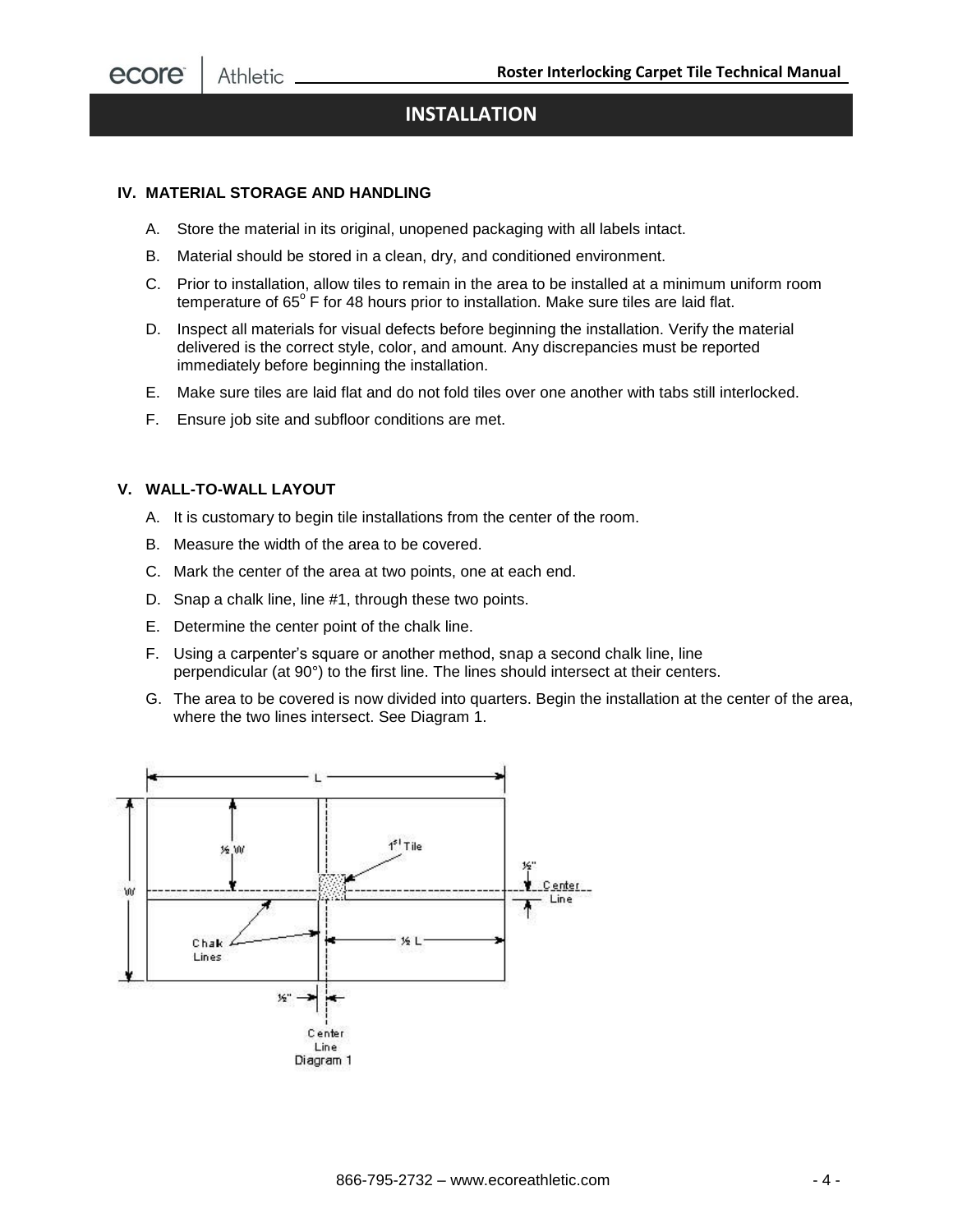## INSTALLATION

### IV. MATERIAL STORAGE AND HANDLING

A. Store the material in its original, unopened packaging with all labels intact.

B. Material should be stored in a clean, dry, and conditioned environment.

C. Prior to installation, allow tiles to remain in the area to be installed at a minimum uniform room temperature of 65° F for 48 hours prior to installation. Make sure tiles are laid flat.

D. Inspect all materials for visual defects before beginning the installation. Verify the material delivered is the correct style, color, and amount. Any discrepancies must be reported immediately before beginning the installation.

E. Make sure tiles are laid flat and do not fold tiles over one another with tabs still interlocked.

F. Ensure job site and subfloor conditions are met.

### V. WALL-TO-WALL LAYOUT

A. It is customary to begin tile installations from the center of the room.

B. Measure the width of the area to be covered.

C. Mark the center of the area at two points, one at each end.

D. Snap a chalk line, line #1, through these two points.

E. Determine the center point of the chalk line.

F. Using a carpenter's square or another method, snap a second chalk line, line perpendicular (at 90°) to the first line. The lines should intersect at their centers.

G. The area to be covered is now divided into quarters. Begin the installation at the center of the area, where the two lines intersect. See Diagram 1.

Diagram 1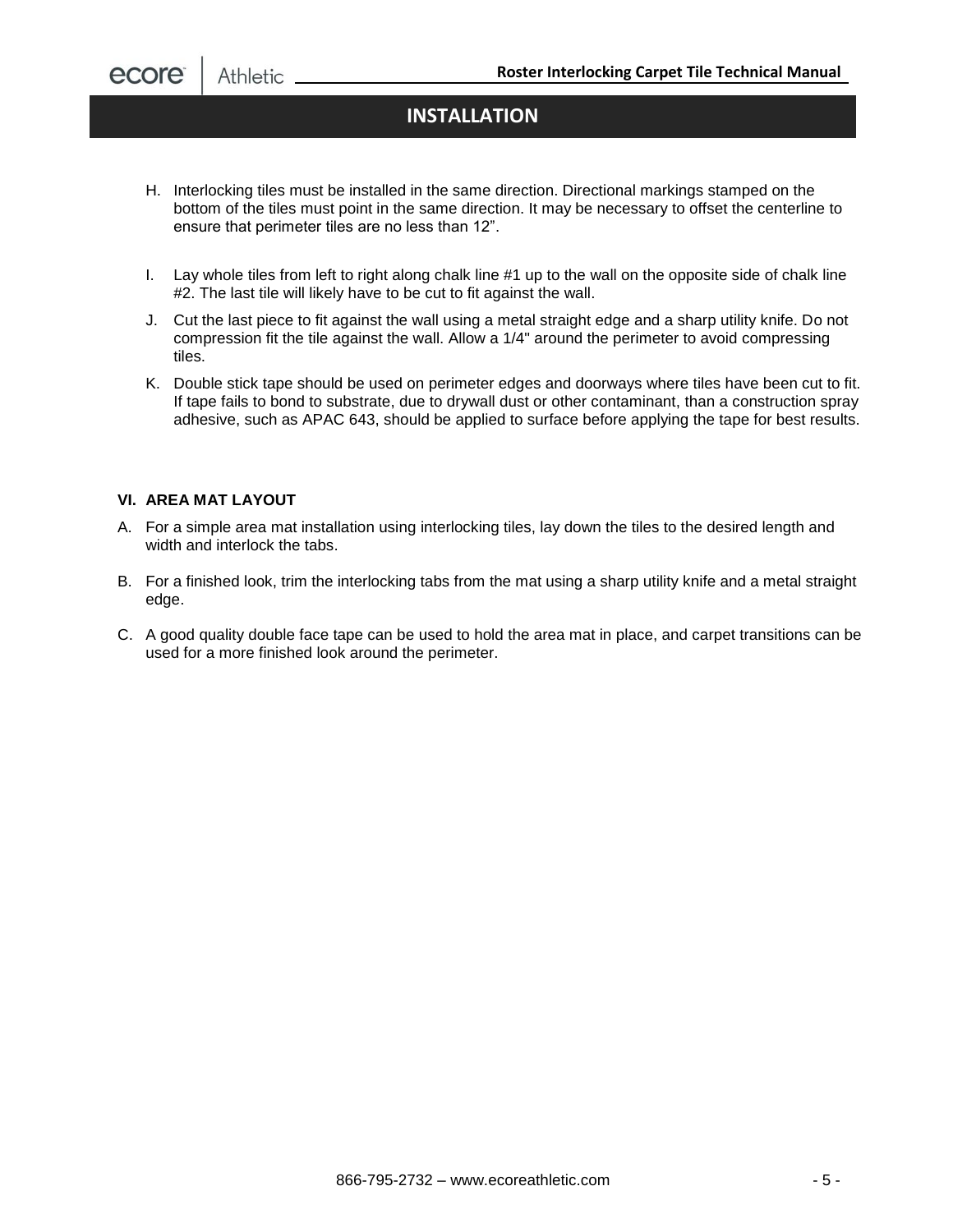## INSTALLATION

H. Interlocking tiles must be installed in the same direction. Directional markings stamped on the bottom of the tiles must point in the same direction. It may be necessary to offset the centerline to ensure that perimeter tiles are no less than 12".

I. Lay whole tiles from left to right along chalk line #1 up to the wall on the opposite side of chalk line #2. The last tile will likely have to be cut to fit against the wall.

J. Cut the last piece to fit against the wall using a metal straight edge and a sharp utility knife. Do not compression fit the tile against the wall. Allow a 1/4" around the perimeter to avoid compressing tiles.

K. Double stick tape should be used on perimeter edges and doorways where tiles have been cut to fit. If tape fails to bond to substrate, due to drywall dust or other contaminant, than a construction spray adhesive, such as APAC 643, should be applied to surface before applying the tape for best results.

### VI. AREA MAT LAYOUT

A. For a simple area mat installation using interlocking tiles, lay down the tiles to the desired length and width and interlock the tabs.

B. For a finished look, trim the interlocking tabs from the mat using a sharp utility knife and a metal straight edge.

C. A good quality double face tape can be used to hold the area mat in place, and carpet transitions can be used for a more finished look around the perimeter.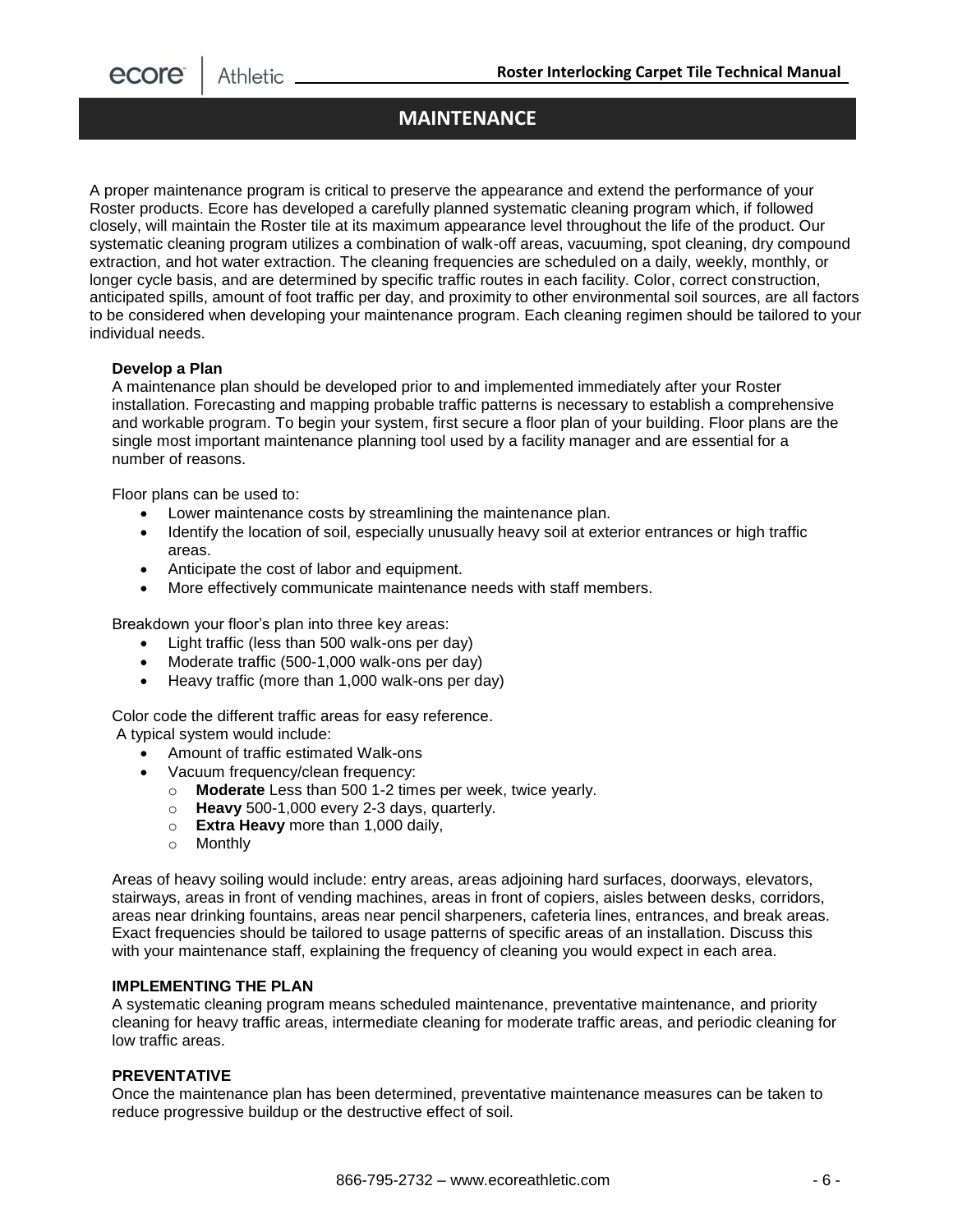## MAINTENANCE

A proper maintenance program is critical to preserve the appearance and extend the performance of your Roster products. Ecore has developed a carefully planned systematic cleaning program which, if followed closely, will maintain the Roster tile at its maximum appearance level throughout the life of the product. Our systematic cleaning program utilizes a combination of walk-off areas, vacuuming, spot cleaning, dry compound extraction, and hot water extraction. The cleaning frequencies are scheduled on a daily, weekly, monthly, or longer cycle basis, and are determined by specific traffic routes in each facility. Color, correct construction, anticipated spills, amount of foot traffic per day, and proximity to other environmental soil sources, are all factors to be considered when developing your maintenance program. Each cleaning regimen should be tailored to your individual needs.

**Develop a Plan**

A maintenance plan should be developed prior to and implemented immediately after your Roster installation. Forecasting and mapping probable traffic patterns is necessary to establish a comprehensive and workable program. To begin your system, first secure a floor plan of your building. Floor plans are the single most important maintenance planning tool used by a facility manager and are essential for a number of reasons.

Floor plans can be used to:

- Lower maintenance costs by streamlining the maintenance plan.
- Identify the location of soil, especially unusually heavy soil at exterior entrances or high traffic areas.
- Anticipate the cost of labor and equipment.
- More effectively communicate maintenance needs with staff members.

Breakdown your floor's plan into three key areas:

- Light traffic (less than 500 walk-ons per day)
- Moderate traffic (500-1,000 walk-ons per day)
- Heavy traffic (more than 1,000 walk-ons per day)

Color code the different traffic areas for easy reference.
A typical system would include:

- Amount of traffic estimated Walk-ons
- Vacuum frequency/clean frequency:
  - **Moderate** Less than 500 1-2 times per week, twice yearly.
  - **Heavy** 500-1,000 every 2-3 days, quarterly.
  - **Extra Heavy** more than 1,000 daily,
  - Monthly

Areas of heavy soiling would include: entry areas, areas adjoining hard surfaces, doorways, elevators, stairways, areas in front of vending machines, areas in front of copiers, aisles between desks, corridors, areas near drinking fountains, areas near pencil sharpeners, cafeteria lines, entrances, and break areas. Exact frequencies should be tailored to usage patterns of specific areas of an installation. Discuss this with your maintenance staff, explaining the frequency of cleaning you would expect in each area.

**IMPLEMENTING THE PLAN**

A systematic cleaning program means scheduled maintenance, preventative maintenance, and priority cleaning for heavy traffic areas, intermediate cleaning for moderate traffic areas, and periodic cleaning for low traffic areas.

**PREVENTATIVE**

Once the maintenance plan has been determined, preventative maintenance measures can be taken to reduce progressive buildup or the destructive effect of soil.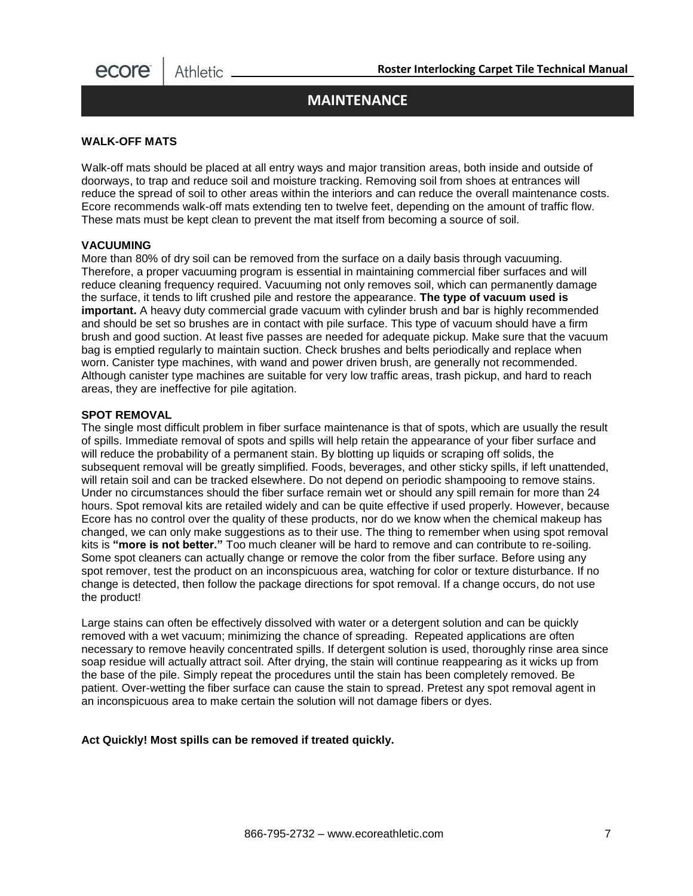# MAINTENANCE

**WALK-OFF MATS**

Walk-off mats should be placed at all entry ways and major transition areas, both inside and outside of doorways, to trap and reduce soil and moisture tracking. Removing soil from shoes at entrances will reduce the spread of soil to other areas within the interiors and can reduce the overall maintenance costs. Ecore recommends walk-off mats extending ten to twelve feet, depending on the amount of traffic flow. These mats must be kept clean to prevent the mat itself from becoming a source of soil.

**VACUUMING**

More than 80% of dry soil can be removed from the surface on a daily basis through vacuuming. Therefore, a proper vacuuming program is essential in maintaining commercial fiber surfaces and will reduce cleaning frequency required. Vacuuming not only removes soil, which can permanently damage the surface, it tends to lift crushed pile and restore the appearance. **The type of vacuum used is important.** A heavy duty commercial grade vacuum with cylinder brush and bar is highly recommended and should be set so brushes are in contact with pile surface. This type of vacuum should have a firm brush and good suction. At least five passes are needed for adequate pickup. Make sure that the vacuum bag is emptied regularly to maintain suction. Check brushes and belts periodically and replace when worn. Canister type machines, with wand and power driven brush, are generally not recommended. Although canister type machines are suitable for very low traffic areas, trash pickup, and hard to reach areas, they are ineffective for pile agitation.

**SPOT REMOVAL**

The single most difficult problem in fiber surface maintenance is that of spots, which are usually the result of spills. Immediate removal of spots and spills will help retain the appearance of your fiber surface and will reduce the probability of a permanent stain. By blotting up liquids or scraping off solids, the subsequent removal will be greatly simplified. Foods, beverages, and other sticky spills, if left unattended, will retain soil and can be tracked elsewhere. Do not depend on periodic shampooing to remove stains. Under no circumstances should the fiber surface remain wet or should any spill remain for more than 24 hours. Spot removal kits are retailed widely and can be quite effective if used properly. However, because Ecore has no control over the quality of these products, nor do we know when the chemical makeup has changed, we can only make suggestions as to their use. The thing to remember when using spot removal kits is **"more is not better."** Too much cleaner will be hard to remove and can contribute to re-soiling. Some spot cleaners can actually change or remove the color from the fiber surface. Before using any spot remover, test the product on an inconspicuous area, watching for color or texture disturbance. If no change is detected, then follow the package directions for spot removal. If a change occurs, do not use the product!

Large stains can often be effectively dissolved with water or a detergent solution and can be quickly removed with a wet vacuum; minimizing the chance of spreading. Repeated applications are often necessary to remove heavily concentrated spills. If detergent solution is used, thoroughly rinse area since soap residue will actually attract soil. After drying, the stain will continue reappearing as it wicks up from the base of the pile. Simply repeat the procedures until the stain has been completely removed. Be patient. Over-wetting the fiber surface can cause the stain to spread. Pretest any spot removal agent in an inconspicuous area to make certain the solution will not damage fibers or dyes.

**Act Quickly! Most spills can be removed if treated quickly.**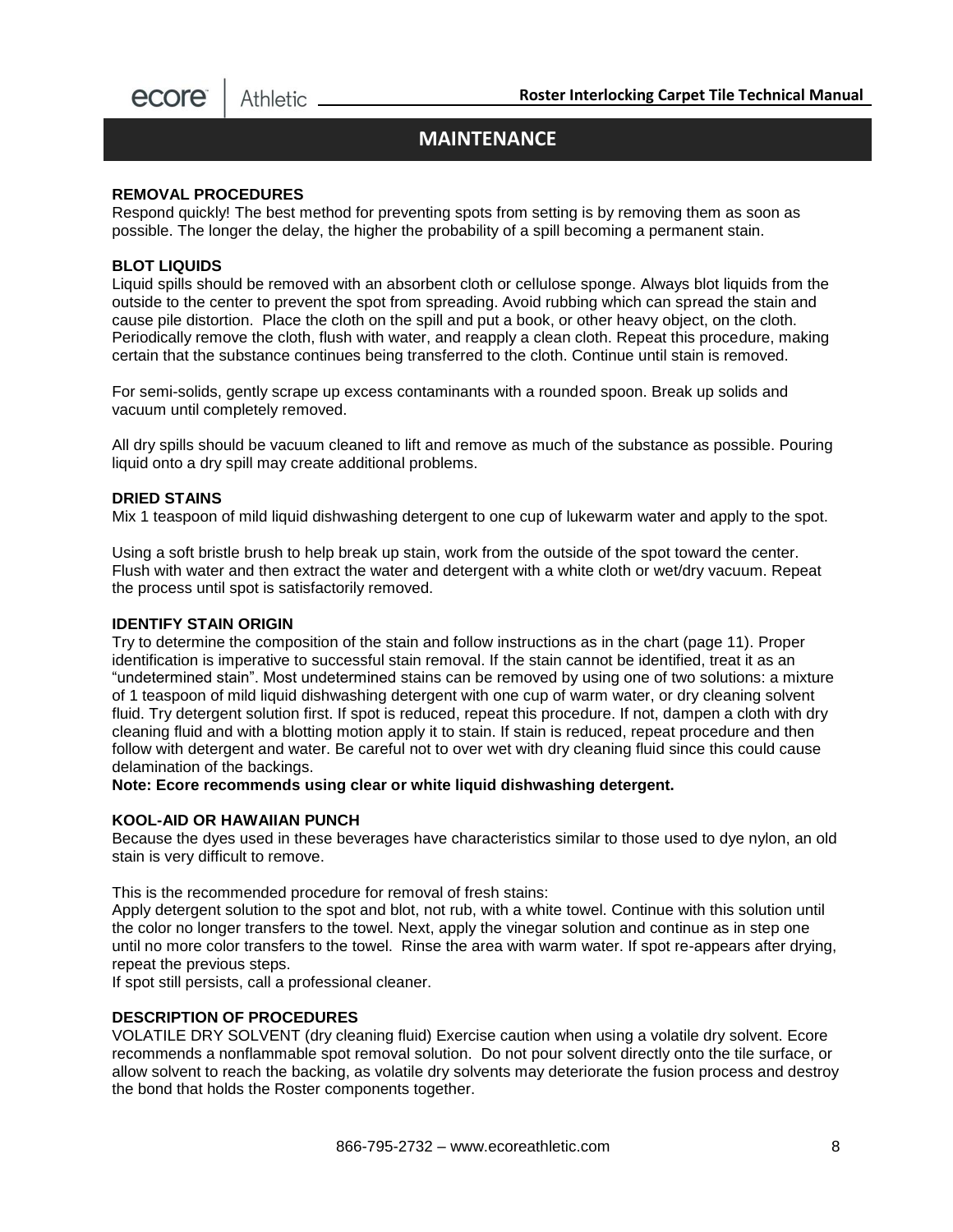## MAINTENANCE

### REMOVAL PROCEDURES

Respond quickly! The best method for preventing spots from setting is by removing them as soon as possible. The longer the delay, the higher the probability of a spill becoming a permanent stain.

### BLOT LIQUIDS

Liquid spills should be removed with an absorbent cloth or cellulose sponge. Always blot liquids from the outside to the center to prevent the spot from spreading. Avoid rubbing which can spread the stain and cause pile distortion. Place the cloth on the spill and put a book, or other heavy object, on the cloth. Periodically remove the cloth, flush with water, and reapply a clean cloth. Repeat this procedure, making certain that the substance continues being transferred to the cloth. Continue until stain is removed.

For semi-solids, gently scrape up excess contaminants with a rounded spoon. Break up solids and vacuum until completely removed.

All dry spills should be vacuum cleaned to lift and remove as much of the substance as possible. Pouring liquid onto a dry spill may create additional problems.

### DRIED STAINS

Mix 1 teaspoon of mild liquid dishwashing detergent to one cup of lukewarm water and apply to the spot.

Using a soft bristle brush to help break up stain, work from the outside of the spot toward the center. Flush with water and then extract the water and detergent with a white cloth or wet/dry vacuum. Repeat the process until spot is satisfactorily removed.

### IDENTIFY STAIN ORIGIN

Try to determine the composition of the stain and follow instructions as in the chart (page 11). Proper identification is imperative to successful stain removal. If the stain cannot be identified, treat it as an "undetermined stain". Most undetermined stains can be removed by using one of two solutions: a mixture of 1 teaspoon of mild liquid dishwashing detergent with one cup of warm water, or dry cleaning solvent fluid. Try detergent solution first. If spot is reduced, repeat this procedure. If not, dampen a cloth with dry cleaning fluid and with a blotting motion apply it to stain. If stain is reduced, repeat procedure and then follow with detergent and water. Be careful not to over wet with dry cleaning fluid since this could cause delamination of the backings.

**Note: Ecore recommends using clear or white liquid dishwashing detergent.**

### KOOL-AID OR HAWAIIAN PUNCH

Because the dyes used in these beverages have characteristics similar to those used to dye nylon, an old stain is very difficult to remove.

This is the recommended procedure for removal of fresh stains:

Apply detergent solution to the spot and blot, not rub, with a white towel. Continue with this solution until the color no longer transfers to the towel. Next, apply the vinegar solution and continue as in step one until no more color transfers to the towel. Rinse the area with warm water. If spot re-appears after drying, repeat the previous steps.

If spot still persists, call a professional cleaner.

### DESCRIPTION OF PROCEDURES

VOLATILE DRY SOLVENT (dry cleaning fluid) Exercise caution when using a volatile dry solvent. Ecore recommends a nonflammable spot removal solution. Do not pour solvent directly onto the tile surface, or allow solvent to reach the backing, as volatile dry solvents may deteriorate the fusion process and destroy the bond that holds the Roster components together.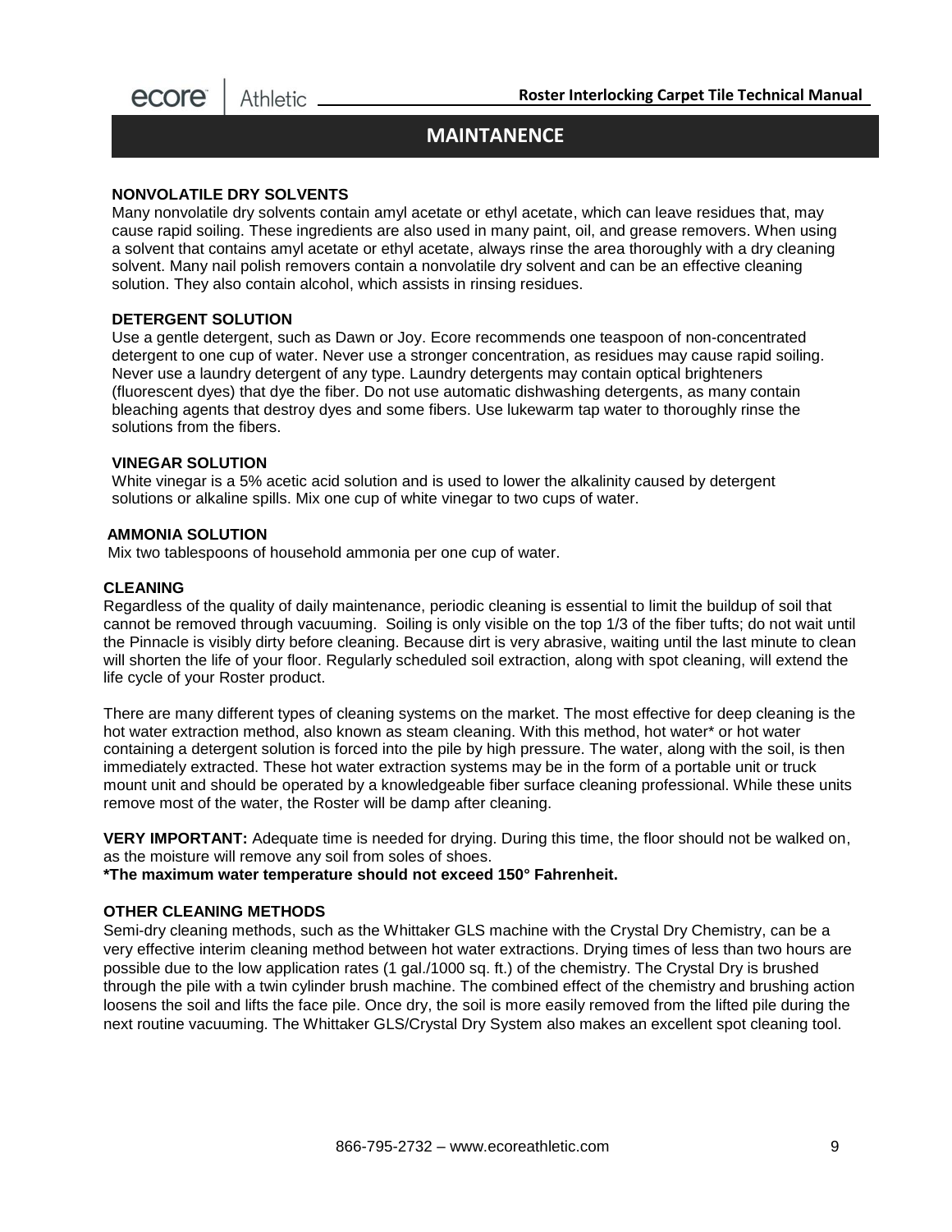## MAINTANENCE

**NONVOLATILE DRY SOLVENTS**

Many nonvolatile dry solvents contain amyl acetate or ethyl acetate, which can leave residues that, may cause rapid soiling. These ingredients are also used in many paint, oil, and grease removers. When using a solvent that contains amyl acetate or ethyl acetate, always rinse the area thoroughly with a dry cleaning solvent. Many nail polish removers contain a nonvolatile dry solvent and can be an effective cleaning solution. They also contain alcohol, which assists in rinsing residues.

**DETERGENT SOLUTION**

Use a gentle detergent, such as Dawn or Joy. Ecore recommends one teaspoon of non-concentrated detergent to one cup of water. Never use a stronger concentration, as residues may cause rapid soiling. Never use a laundry detergent of any type. Laundry detergents may contain optical brighteners (fluorescent dyes) that dye the fiber. Do not use automatic dishwashing detergents, as many contain bleaching agents that destroy dyes and some fibers. Use lukewarm tap water to thoroughly rinse the solutions from the fibers.

**VINEGAR SOLUTION**

White vinegar is a 5% acetic acid solution and is used to lower the alkalinity caused by detergent solutions or alkaline spills. Mix one cup of white vinegar to two cups of water.

**AMMONIA SOLUTION**

Mix two tablespoons of household ammonia per one cup of water.

**CLEANING**

Regardless of the quality of daily maintenance, periodic cleaning is essential to limit the buildup of soil that cannot be removed through vacuuming. Soiling is only visible on the top 1/3 of the fiber tufts; do not wait until the Pinnacle is visibly dirty before cleaning. Because dirt is very abrasive, waiting until the last minute to clean will shorten the life of your floor. Regularly scheduled soil extraction, along with spot cleaning, will extend the life cycle of your Roster product.

There are many different types of cleaning systems on the market. The most effective for deep cleaning is the hot water extraction method, also known as steam cleaning. With this method, hot water* or hot water containing a detergent solution is forced into the pile by high pressure. The water, along with the soil, is then immediately extracted. These hot water extraction systems may be in the form of a portable unit or truck mount unit and should be operated by a knowledgeable fiber surface cleaning professional. While these units remove most of the water, the Roster will be damp after cleaning.

**VERY IMPORTANT:** Adequate time is needed for drying. During this time, the floor should not be walked on, as the moisture will remove any soil from soles of shoes.

**\*The maximum water temperature should not exceed 150° Fahrenheit.**

**OTHER CLEANING METHODS**

Semi-dry cleaning methods, such as the Whittaker GLS machine with the Crystal Dry Chemistry, can be a very effective interim cleaning method between hot water extractions. Drying times of less than two hours are possible due to the low application rates (1 gal./1000 sq. ft.) of the chemistry. The Crystal Dry is brushed through the pile with a twin cylinder brush machine. The combined effect of the chemistry and brushing action loosens the soil and lifts the face pile. Once dry, the soil is more easily removed from the lifted pile during the next routine vacuuming. The Whittaker GLS/Crystal Dry System also makes an excellent spot cleaning tool.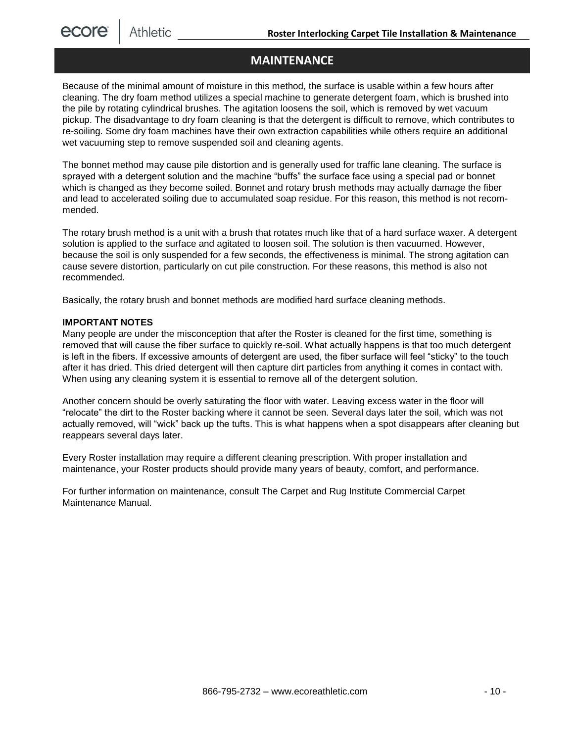## MAINTENANCE

Because of the minimal amount of moisture in this method, the surface is usable within a few hours after cleaning. The dry foam method utilizes a special machine to generate detergent foam, which is brushed into the pile by rotating cylindrical brushes. The agitation loosens the soil, which is removed by wet vacuum pickup. The disadvantage to dry foam cleaning is that the detergent is difficult to remove, which contributes to re-soiling. Some dry foam machines have their own extraction capabilities while others require an additional wet vacuuming step to remove suspended soil and cleaning agents.

The bonnet method may cause pile distortion and is generally used for traffic lane cleaning. The surface is sprayed with a detergent solution and the machine "buffs" the surface face using a special pad or bonnet which is changed as they become soiled. Bonnet and rotary brush methods may actually damage the fiber and lead to accelerated soiling due to accumulated soap residue. For this reason, this method is not recommended.

The rotary brush method is a unit with a brush that rotates much like that of a hard surface waxer. A detergent solution is applied to the surface and agitated to loosen soil. The solution is then vacuumed. However, because the soil is only suspended for a few seconds, the effectiveness is minimal. The strong agitation can cause severe distortion, particularly on cut pile construction. For these reasons, this method is also not recommended.

Basically, the rotary brush and bonnet methods are modified hard surface cleaning methods.

**IMPORTANT NOTES**

Many people are under the misconception that after the Roster is cleaned for the first time, something is removed that will cause the fiber surface to quickly re-soil. What actually happens is that too much detergent is left in the fibers. If excessive amounts of detergent are used, the fiber surface will feel "sticky" to the touch after it has dried. This dried detergent will then capture dirt particles from anything it comes in contact with. When using any cleaning system it is essential to remove all of the detergent solution.

Another concern should be overly saturating the floor with water. Leaving excess water in the floor will "relocate" the dirt to the Roster backing where it cannot be seen. Several days later the soil, which was not actually removed, will "wick" back up the tufts. This is what happens when a spot disappears after cleaning but reappears several days later.

Every Roster installation may require a different cleaning prescription. With proper installation and maintenance, your Roster products should provide many years of beauty, comfort, and performance.

For further information on maintenance, consult The Carpet and Rug Institute Commercial Carpet Maintenance Manual.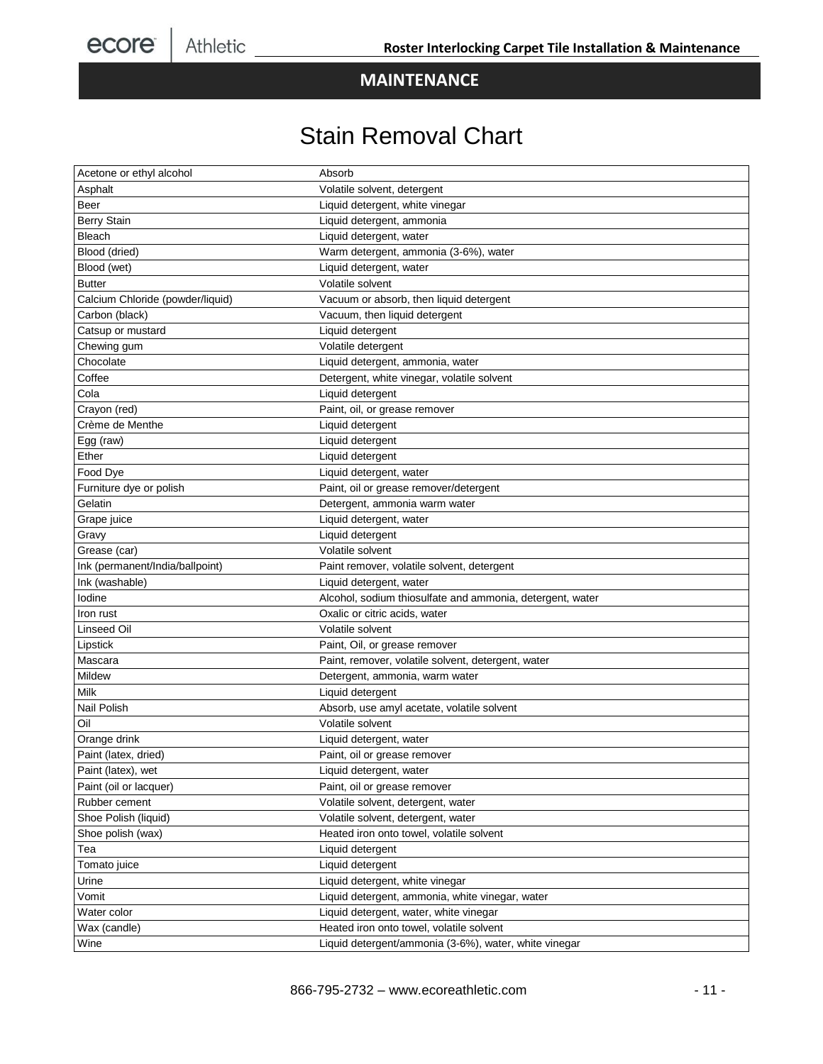## MAINTENANCE

# Stain Removal Chart

| | |
|---|---|
| Acetone or ethyl alcohol | Absorb |
| Asphalt | Volatile solvent, detergent |
| Beer | Liquid detergent, white vinegar |
| Berry Stain | Liquid detergent, ammonia |
| Bleach | Liquid detergent, water |
| Blood (dried) | Warm detergent, ammonia (3-6%), water |
| Blood (wet) | Liquid detergent, water |
| Butter | Volatile solvent |
| Calcium Chloride (powder/liquid) | Vacuum or absorb, then liquid detergent |
| Carbon (black) | Vacuum, then liquid detergent |
| Catsup or mustard | Liquid detergent |
| Chewing gum | Volatile detergent |
| Chocolate | Liquid detergent, ammonia, water |
| Coffee | Detergent, white vinegar, volatile solvent |
| Cola | Liquid detergent |
| Crayon (red) | Paint, oil, or grease remover |
| Crème de Menthe | Liquid detergent |
| Egg (raw) | Liquid detergent |
| Ether | Liquid detergent |
| Food Dye | Liquid detergent, water |
| Furniture dye or polish | Paint, oil or grease remover/detergent |
| Gelatin | Detergent, ammonia warm water |
| Grape juice | Liquid detergent, water |
| Gravy | Liquid detergent |
| Grease (car) | Volatile solvent |
| Ink (permanent/India/ballpoint) | Paint remover, volatile solvent, detergent |
| Ink (washable) | Liquid detergent, water |
| Iodine | Alcohol, sodium thiosulfate and ammonia, detergent, water |
| Iron rust | Oxalic or citric acids, water |
| Linseed Oil | Volatile solvent |
| Lipstick | Paint, Oil, or grease remover |
| Mascara | Paint, remover, volatile solvent, detergent, water |
| Mildew | Detergent, ammonia, warm water |
| Milk | Liquid detergent |
| Nail Polish | Absorb, use amyl acetate, volatile solvent |
| Oil | Volatile solvent |
| Orange drink | Liquid detergent, water |
| Paint (latex, dried) | Paint, oil or grease remover |
| Paint (latex), wet | Liquid detergent, water |
| Paint (oil or lacquer) | Paint, oil or grease remover |
| Rubber cement | Volatile solvent, detergent, water |
| Shoe Polish (liquid) | Volatile solvent, detergent, water |
| Shoe polish (wax) | Heated iron onto towel, volatile solvent |
| Tea | Liquid detergent |
| Tomato juice | Liquid detergent |
| Urine | Liquid detergent, white vinegar |
| Vomit | Liquid detergent, ammonia, white vinegar, water |
| Water color | Liquid detergent, water, white vinegar |
| Wax (candle) | Heated iron onto towel, volatile solvent |
| Wine | Liquid detergent/ammonia (3-6%), water, white vinegar |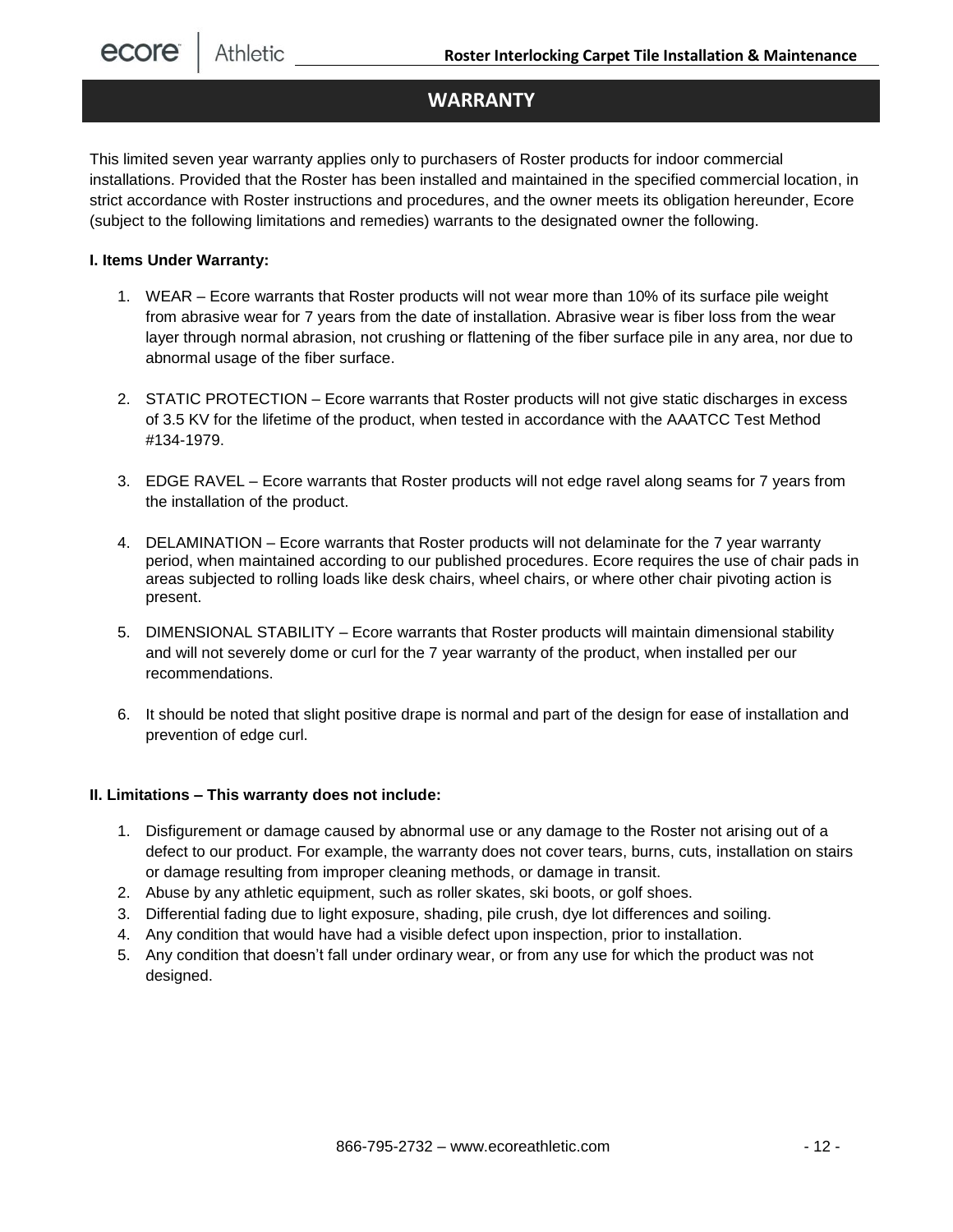# WARRANTY

This limited seven year warranty applies only to purchasers of Roster products for indoor commercial installations. Provided that the Roster has been installed and maintained in the specified commercial location, in strict accordance with Roster instructions and procedures, and the owner meets its obligation hereunder, Ecore (subject to the following limitations and remedies) warrants to the designated owner the following.

**I. Items Under Warranty:**

1. WEAR – Ecore warrants that Roster products will not wear more than 10% of its surface pile weight from abrasive wear for 7 years from the date of installation. Abrasive wear is fiber loss from the wear layer through normal abrasion, not crushing or flattening of the fiber surface pile in any area, nor due to abnormal usage of the fiber surface.

2. STATIC PROTECTION – Ecore warrants that Roster products will not give static discharges in excess of 3.5 KV for the lifetime of the product, when tested in accordance with the AAATCC Test Method #134-1979.

3. EDGE RAVEL – Ecore warrants that Roster products will not edge ravel along seams for 7 years from the installation of the product.

4. DELAMINATION – Ecore warrants that Roster products will not delaminate for the 7 year warranty period, when maintained according to our published procedures. Ecore requires the use of chair pads in areas subjected to rolling loads like desk chairs, wheel chairs, or where other chair pivoting action is present.

5. DIMENSIONAL STABILITY – Ecore warrants that Roster products will maintain dimensional stability and will not severely dome or curl for the 7 year warranty of the product, when installed per our recommendations.

6. It should be noted that slight positive drape is normal and part of the design for ease of installation and prevention of edge curl.

**II. Limitations – This warranty does not include:**

1. Disfigurement or damage caused by abnormal use or any damage to the Roster not arising out of a defect to our product. For example, the warranty does not cover tears, burns, cuts, installation on stairs or damage resulting from improper cleaning methods, or damage in transit.
2. Abuse by any athletic equipment, such as roller skates, ski boots, or golf shoes.
3. Differential fading due to light exposure, shading, pile crush, dye lot differences and soiling.
4. Any condition that would have had a visible defect upon inspection, prior to installation.
5. Any condition that doesn't fall under ordinary wear, or from any use for which the product was not designed.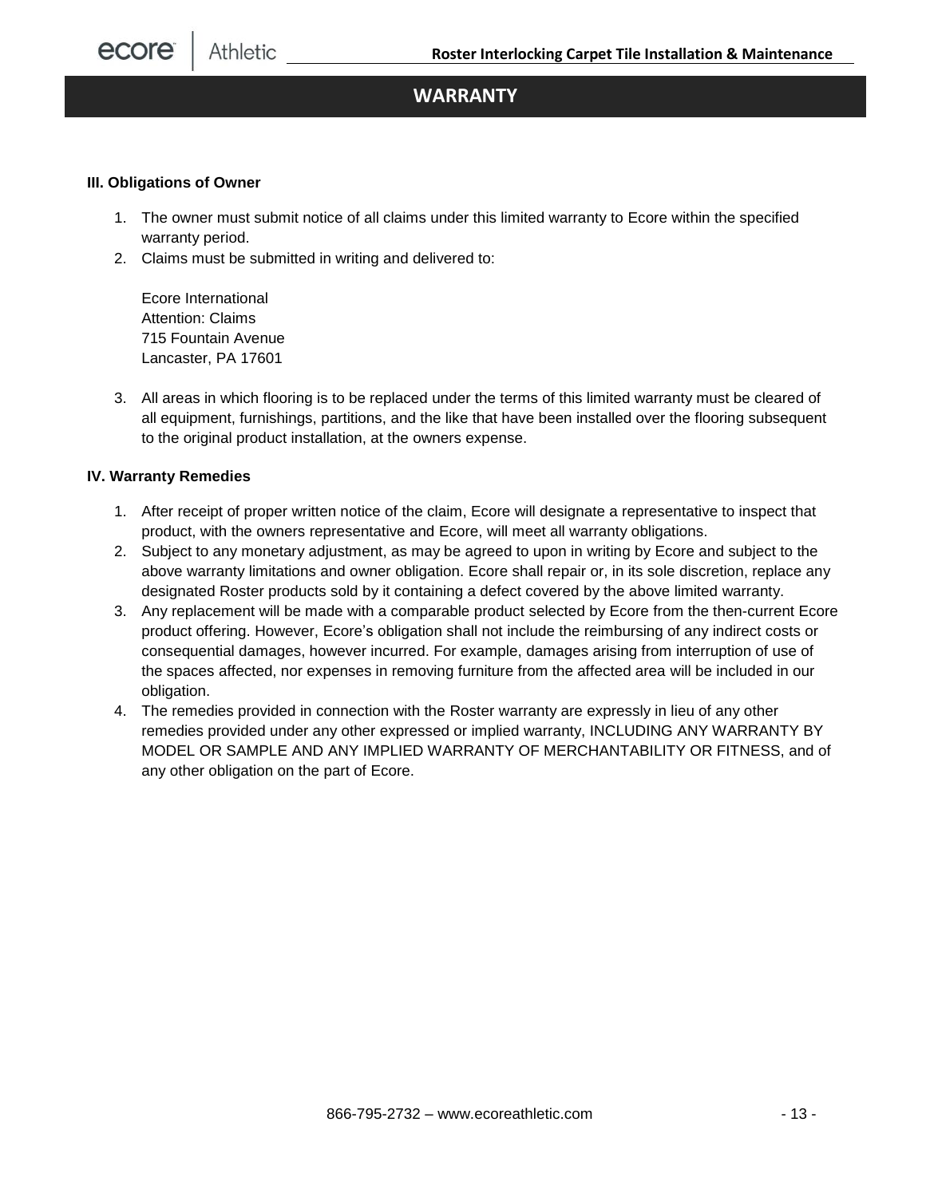## WARRANTY

**III. Obligations of Owner**

1. The owner must submit notice of all claims under this limited warranty to Ecore within the specified warranty period.
2. Claims must be submitted in writing and delivered to:

   Ecore International
   Attention: Claims
   715 Fountain Avenue
   Lancaster, PA 17601

3. All areas in which flooring is to be replaced under the terms of this limited warranty must be cleared of all equipment, furnishings, partitions, and the like that have been installed over the flooring subsequent to the original product installation, at the owners expense.

**IV. Warranty Remedies**

1. After receipt of proper written notice of the claim, Ecore will designate a representative to inspect that product, with the owners representative and Ecore, will meet all warranty obligations.
2. Subject to any monetary adjustment, as may be agreed to upon in writing by Ecore and subject to the above warranty limitations and owner obligation. Ecore shall repair or, in its sole discretion, replace any designated Roster products sold by it containing a defect covered by the above limited warranty.
3. Any replacement will be made with a comparable product selected by Ecore from the then-current Ecore product offering. However, Ecore's obligation shall not include the reimbursing of any indirect costs or consequential damages, however incurred. For example, damages arising from interruption of use of the spaces affected, nor expenses in removing furniture from the affected area will be included in our obligation.
4. The remedies provided in connection with the Roster warranty are expressly in lieu of any other remedies provided under any other expressed or implied warranty, INCLUDING ANY WARRANTY BY MODEL OR SAMPLE AND ANY IMPLIED WARRANTY OF MERCHANTABILITY OR FITNESS, and of any other obligation on the part of Ecore.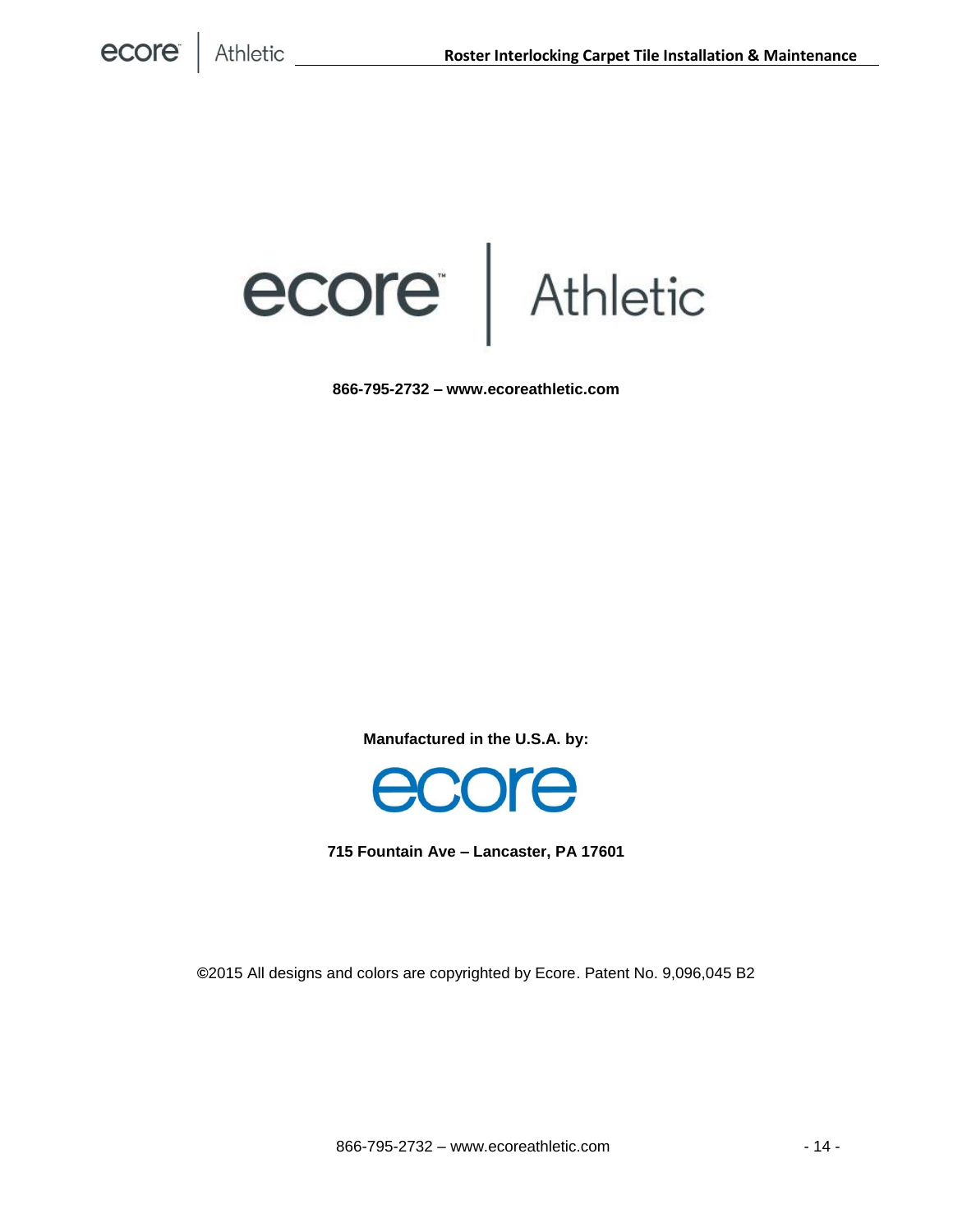ecore | Athletic

**866-795-2732 – www.ecoreathletic.com**

**Manufactured in the U.S.A. by:**

ecore

**715 Fountain Ave – Lancaster, PA 17601**

©2015 All designs and colors are copyrighted by Ecore. Patent No. 9,096,045 B2